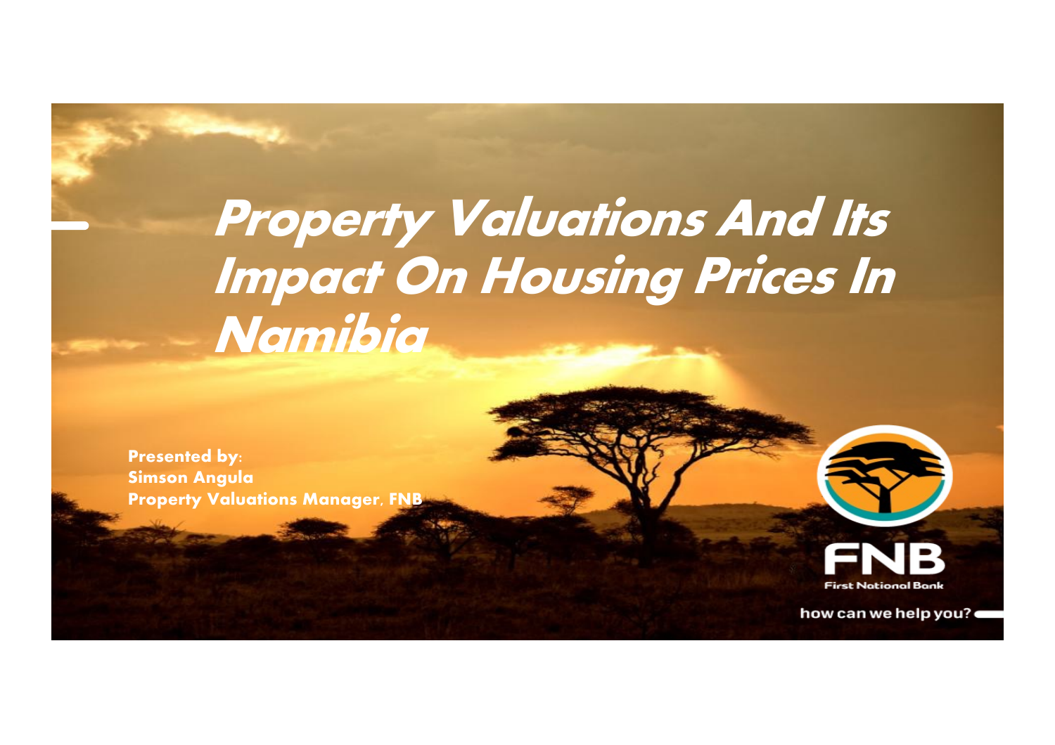# Property Valuations And Its Impact On Housing Prices In Namibia

**Presented by:**
**Simson Angula**
**Property Valuations Manager, FNB**

FNB
First National Bank

how can we help you?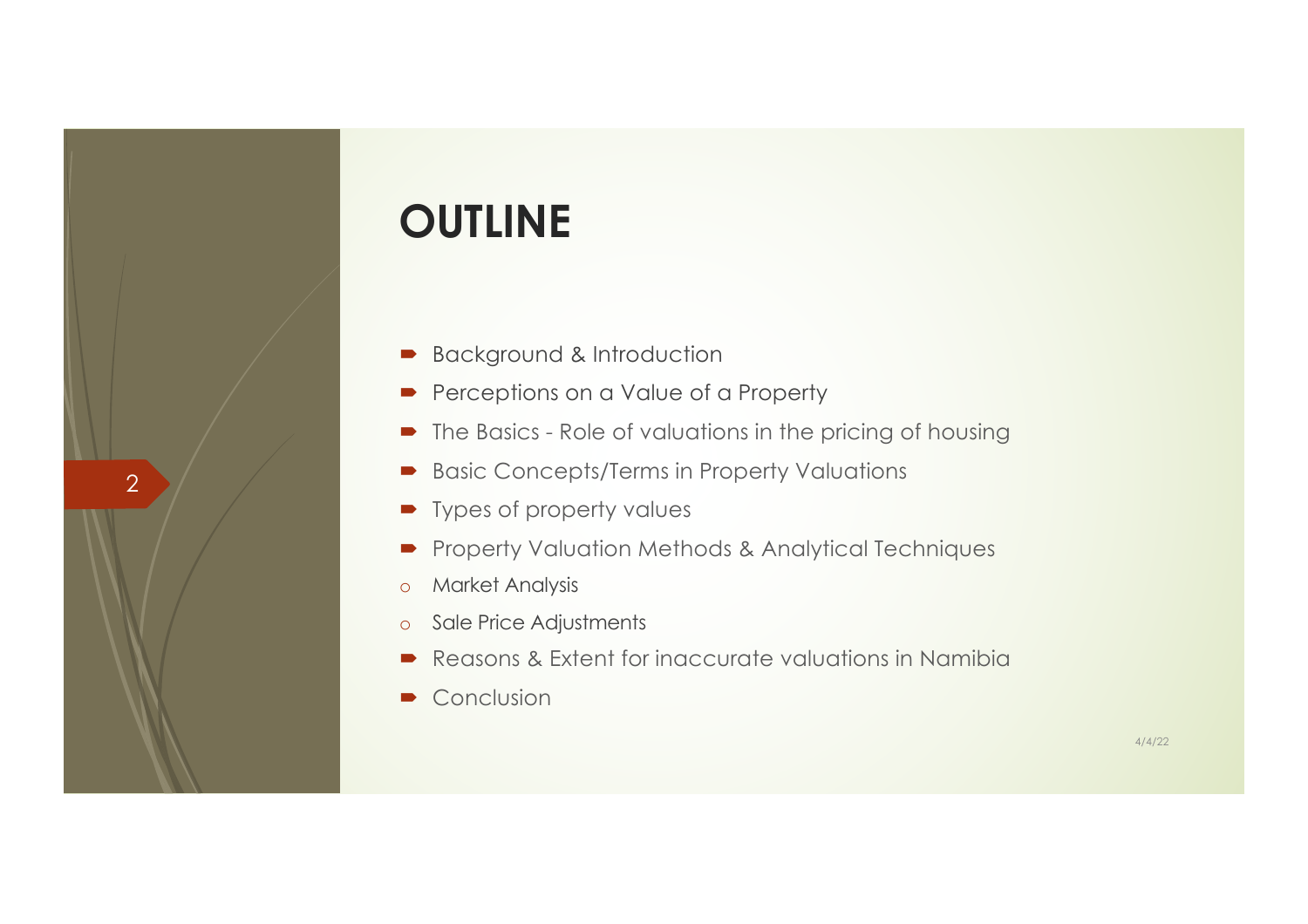# OUTLINE

- Background & Introduction
- Perceptions on a Value of a Property
- The Basics - Role of valuations in the pricing of housing
- Basic Concepts/Terms in Property Valuations
- Types of property values
- Property Valuation Methods & Analytical Techniques
  - Market Analysis
  - Sale Price Adjustments
- Reasons & Extent for inaccurate valuations in Namibia
- Conclusion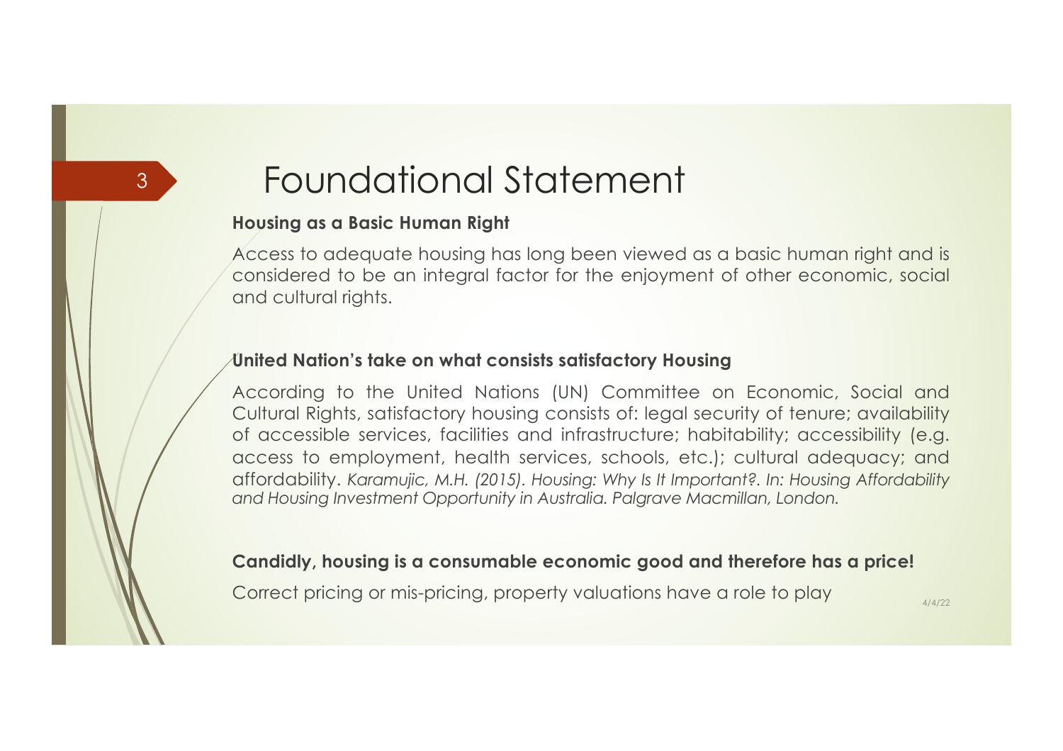# Foundational Statement

**Housing as a Basic Human Right**

Access to adequate housing has long been viewed as a basic human right and is considered to be an integral factor for the enjoyment of other economic, social and cultural rights.

**United Nation's take on what consists satisfactory Housing**

According to the United Nations (UN) Committee on Economic, Social and Cultural Rights, satisfactory housing consists of: legal security of tenure; availability of accessible services, facilities and infrastructure; habitability; accessibility (e.g. access to employment, health services, schools, etc.); cultural adequacy; and affordability. *Karamujic, M.H. (2015). Housing: Why Is It Important?. In: Housing Affordability and Housing Investment Opportunity in Australia. Palgrave Macmillan, London.*

**Candidly, housing is a consumable economic good and therefore has a price!**

Correct pricing or mis-pricing, property valuations have a role to play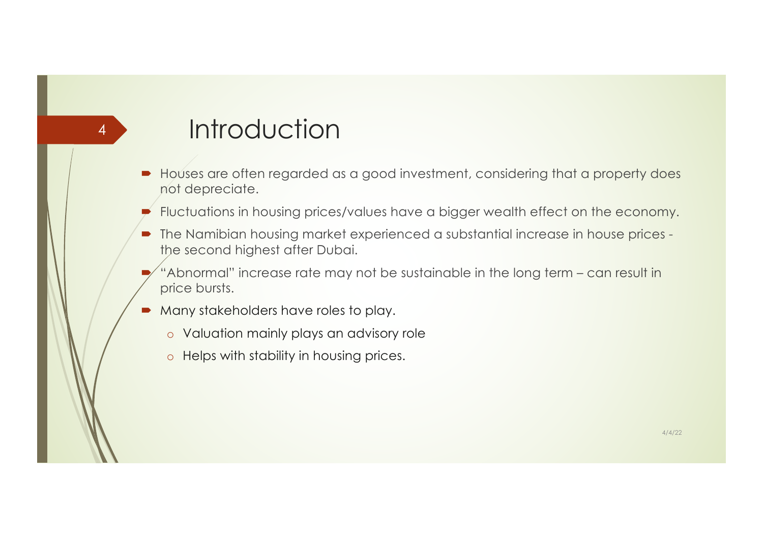# Introduction

- Houses are often regarded as a good investment, considering that a property does not depreciate.
- Fluctuations in housing prices/values have a bigger wealth effect on the economy.
- The Namibian housing market experienced a substantial increase in house prices - the second highest after Dubai.
- "Abnormal" increase rate may not be sustainable in the long term – can result in price bursts.
- Many stakeholders have roles to play.
  - Valuation mainly plays an advisory role
  - Helps with stability in housing prices.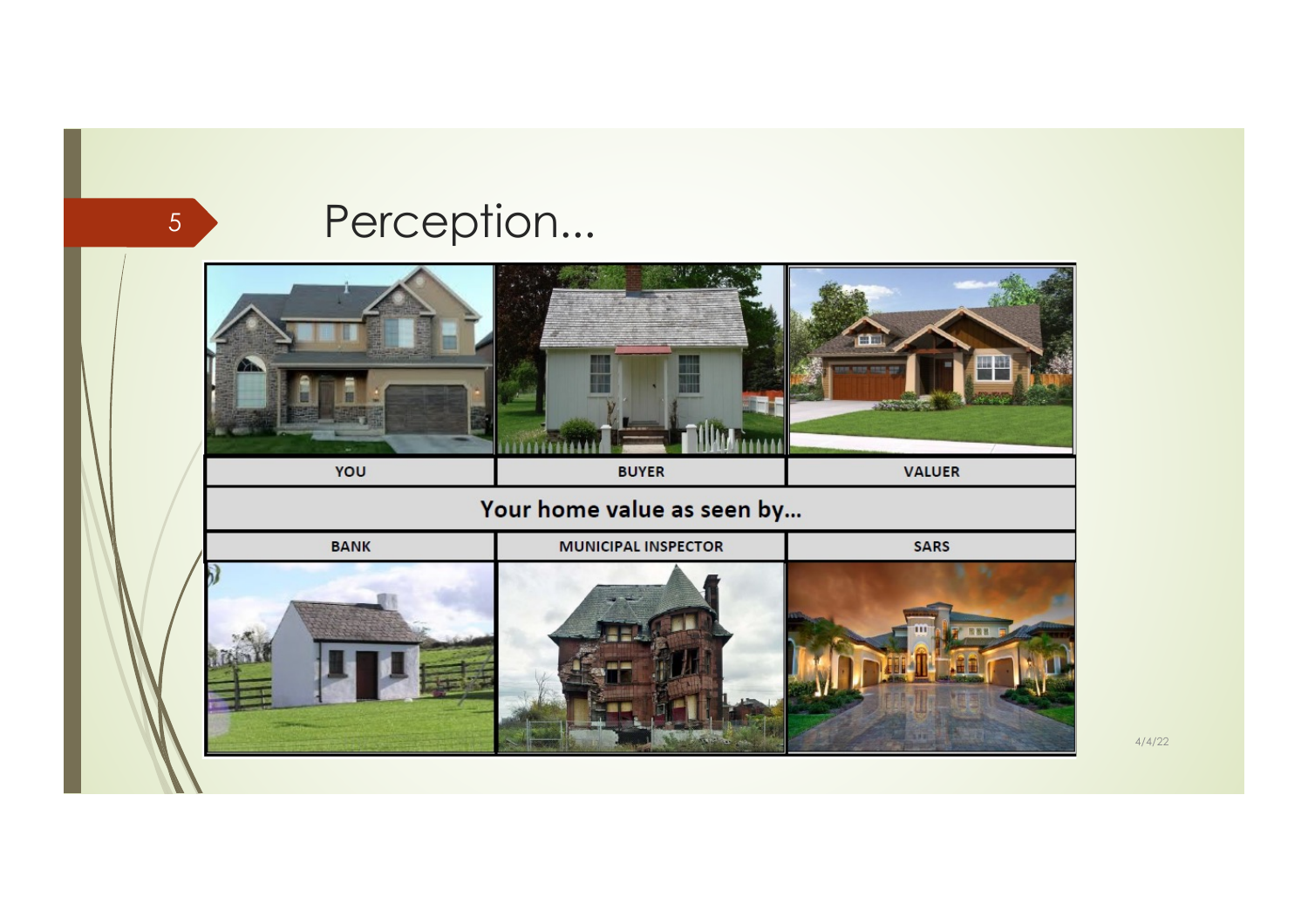# Perception...

| YOU | BUYER | VALUER |
|---|---|---|
| **Your home value as seen by...** | | |
| BANK | MUNICIPAL INSPECTOR | SARS |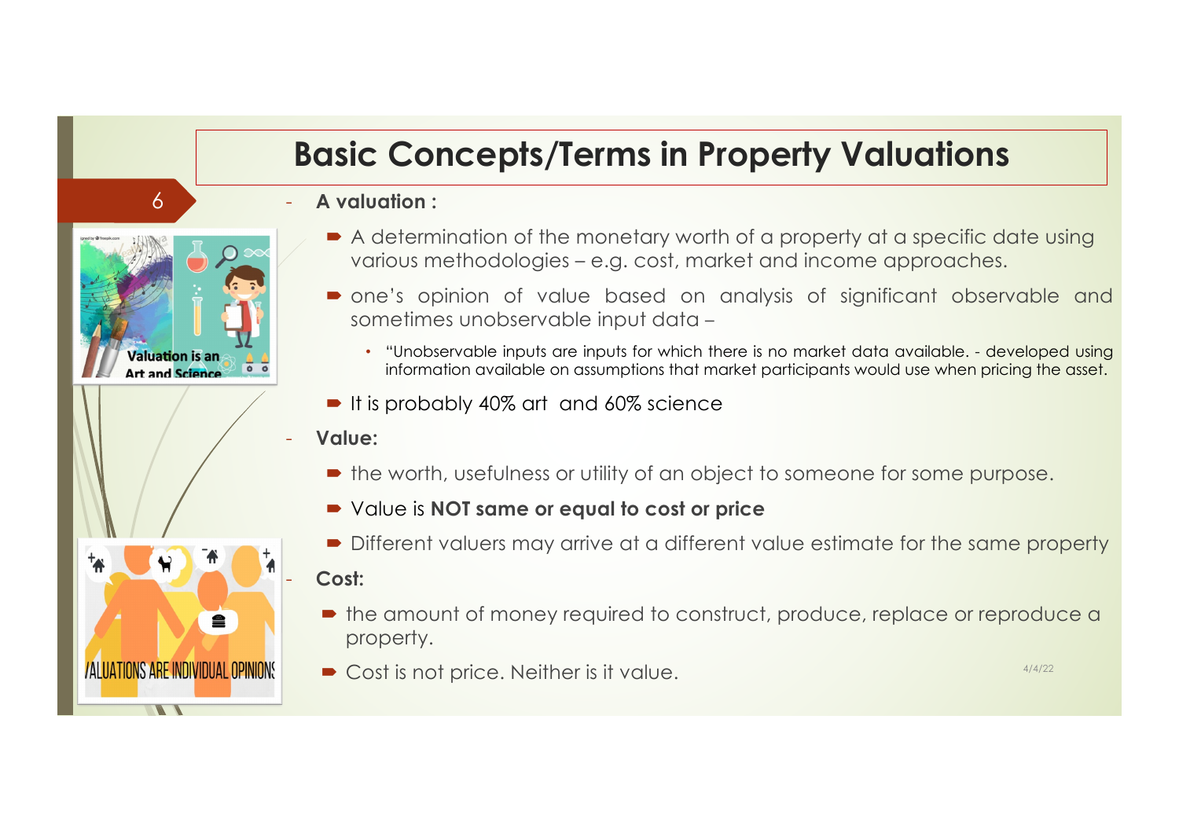# Basic Concepts/Terms in Property Valuations

- **A valuation :**
  - A determination of the monetary worth of a property at a specific date using various methodologies – e.g. cost, market and income approaches.
  - one's opinion of value based on analysis of significant observable and sometimes unobservable input data –
    - "Unobservable inputs are inputs for which there is no market data available. - developed using information available on assumptions that market participants would use when pricing the asset.
  - It is probably 40% art and 60% science
- **Value:**
  - the worth, usefulness or utility of an object to someone for some purpose.
  - Value is **NOT same or equal to cost or price**
  - Different valuers may arrive at a different value estimate for the same property
- **Cost:**
  - the amount of money required to construct, produce, replace or reproduce a property.
  - Cost is not price. Neither is it value.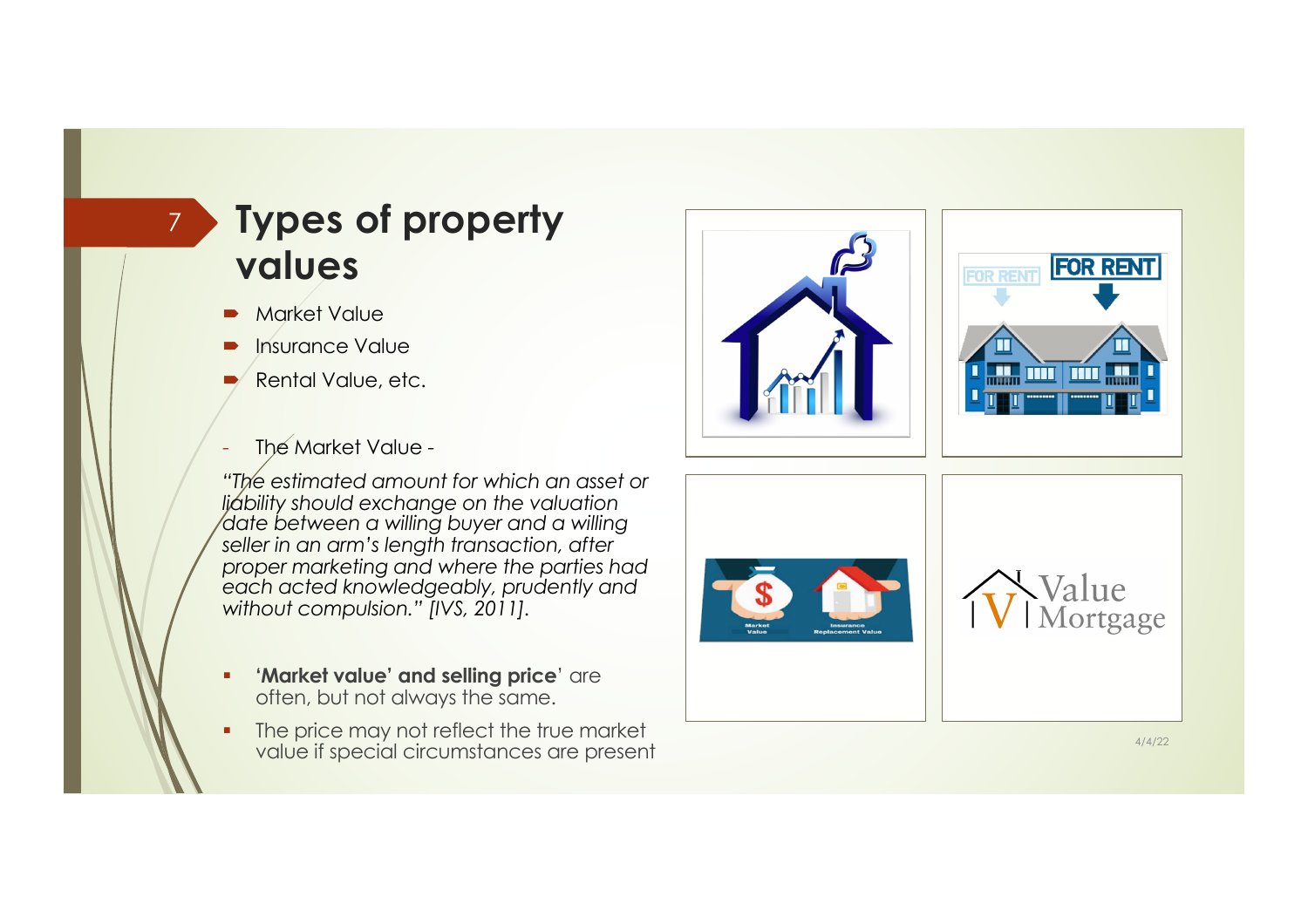# Types of property values

- Market Value
- Insurance Value
- Rental Value, etc.

- The Market Value -

*"The estimated amount for which an asset or liability should exchange on the valuation date between a willing buyer and a willing seller in an arm's length transaction, after proper marketing and where the parties had each acted knowledgeably, prudently and without compulsion." [IVS, 2011].*

- **'Market value' and selling price**' are often, but not always the same.
- The price may not reflect the true market value if special circumstances are present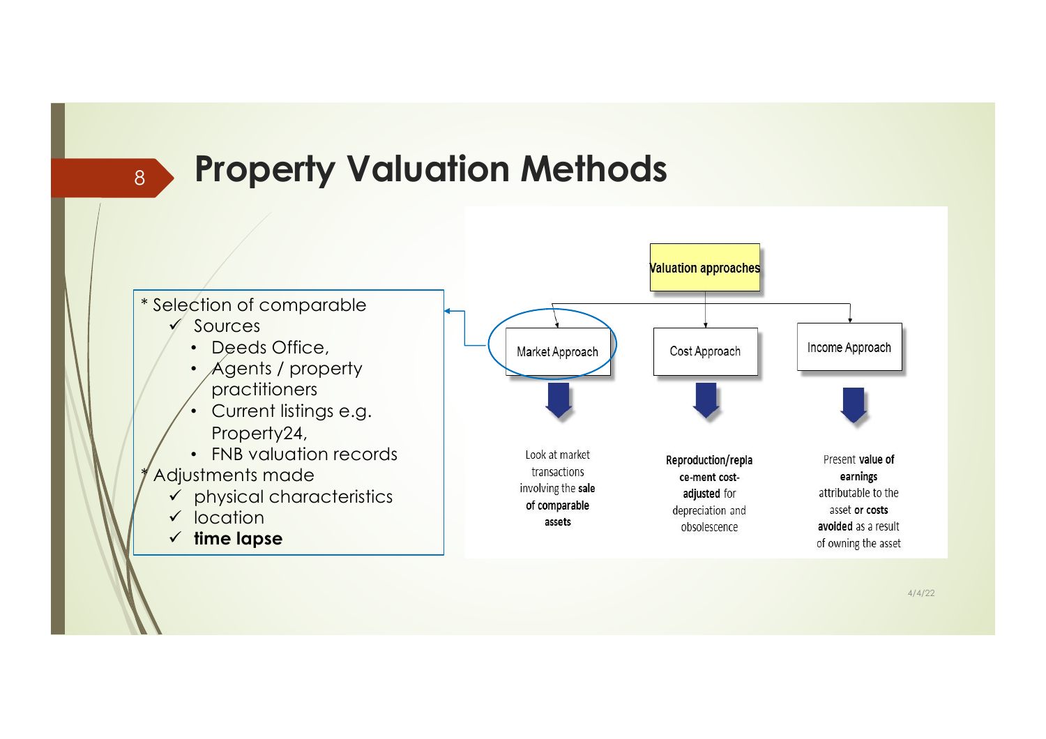# Property Valuation Methods

* Selection of comparable
  - ✓ Sources
    - Deeds Office,
    - Agents / property practitioners
    - Current listings e.g. Property24,
    - FNB valuation records
* Adjustments made
  - ✓ physical characteristics
  - ✓ location
  - ✓ **time lapse**

**Valuation approaches**

- **Market Approach** — Look at market transactions involving the **sale of comparable assets**
- **Cost Approach** — **Reproduction/replace-ment cost- adjusted** for depreciation and obsolescence
- **Income Approach** — Present **value of earnings** attributable to the asset **or costs avoided** as a result of owning the asset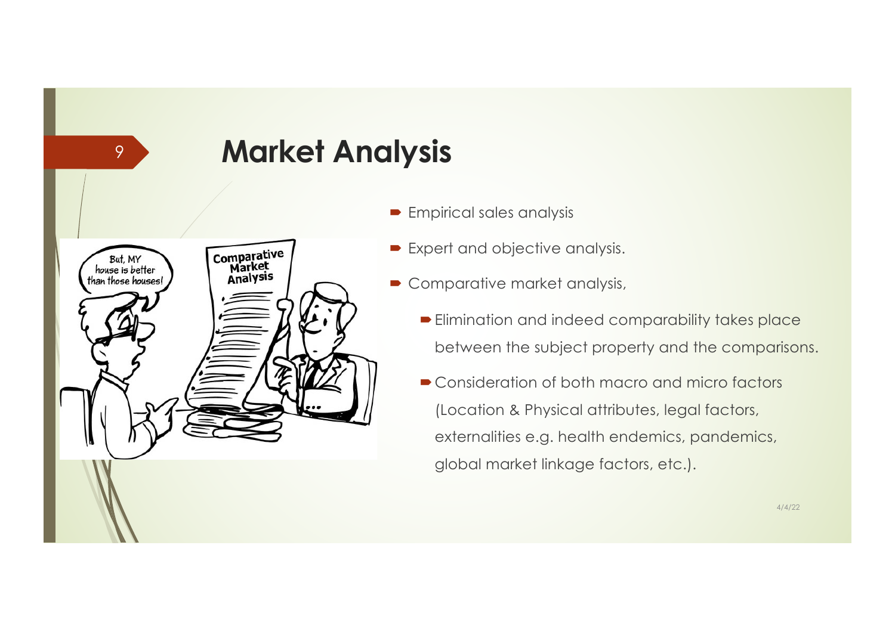# Market Analysis

- Empirical sales analysis
- Expert and objective analysis.
- Comparative market analysis,
  - Elimination and indeed comparability takes place between the subject property and the comparisons.
  - Consideration of both macro and micro factors (Location & Physical attributes, legal factors, externalities e.g. health endemics, pandemics, global market linkage factors, etc.).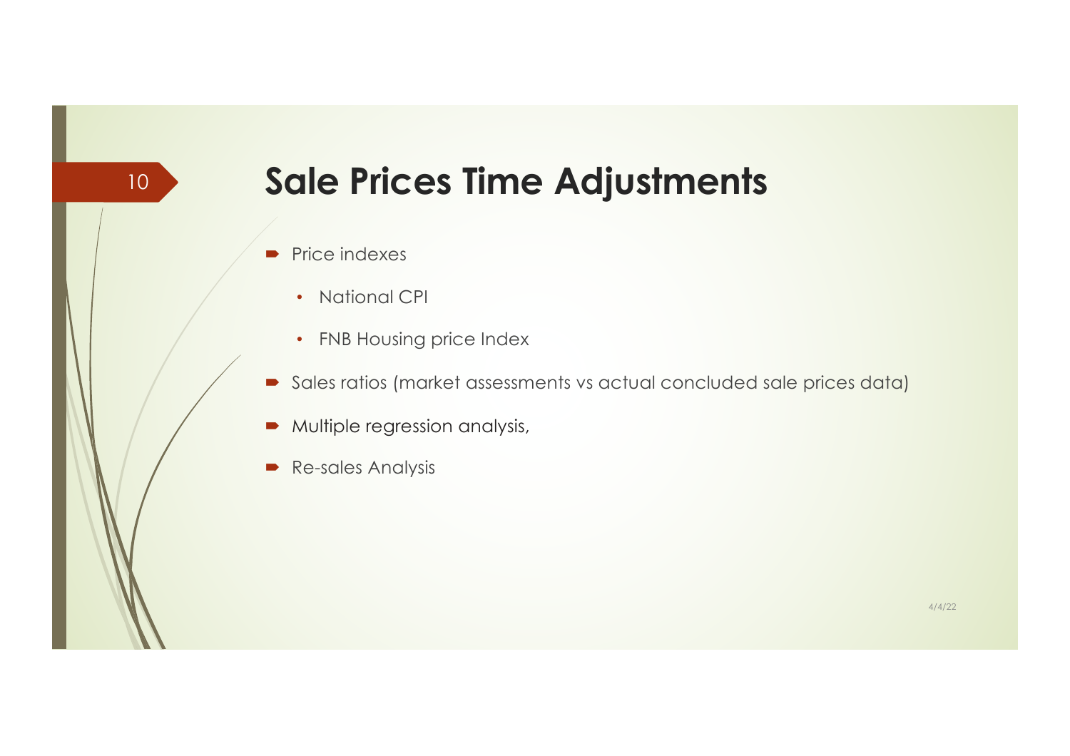# Sale Prices Time Adjustments

- Price indexes
  - National CPI
  - FNB Housing price Index
- Sales ratios (market assessments vs actual concluded sale prices data)
- Multiple regression analysis,
- Re-sales Analysis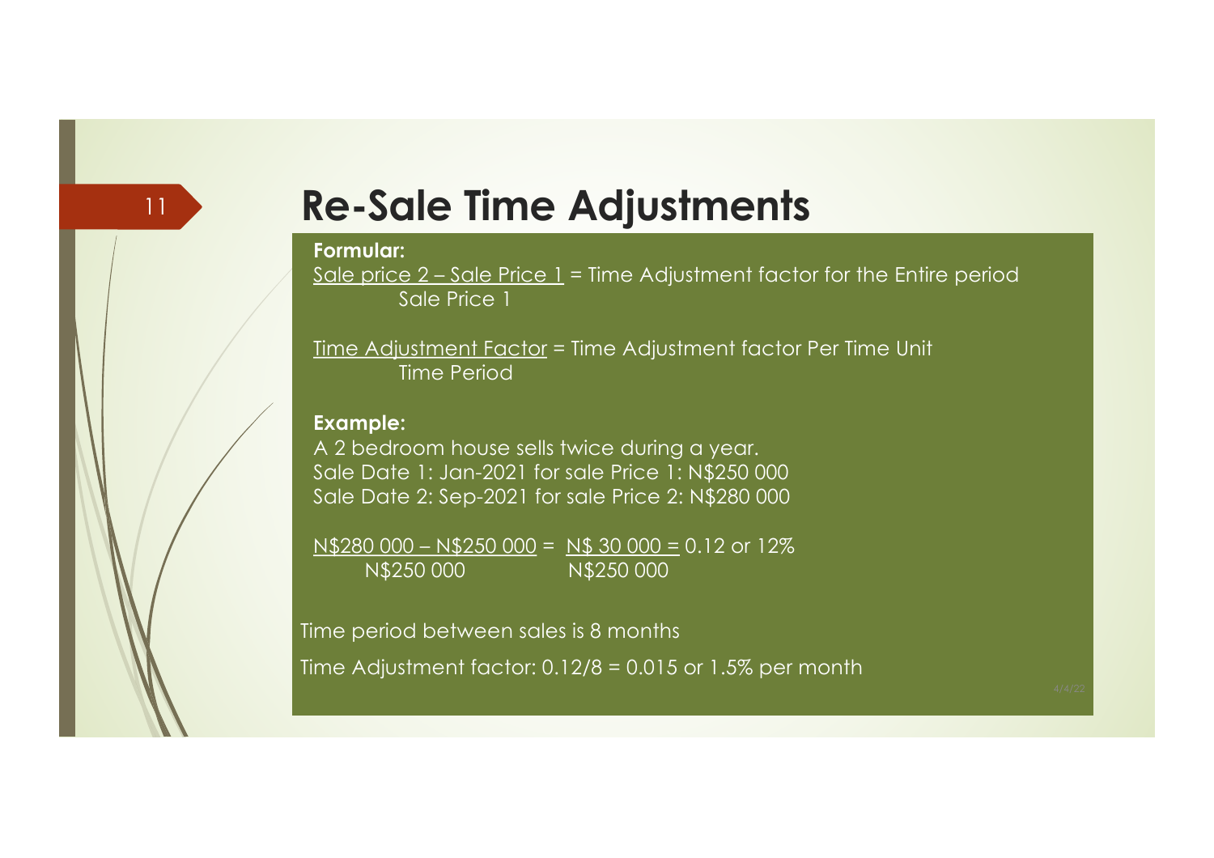# Re-Sale Time Adjustments

**Formular:**

$$\frac{\text{Sale price 2} - \text{Sale Price 1}}{\text{Sale Price 1}} = \text{Time Adjustment factor for the Entire period}$$

$$\frac{\text{Time Adjustment Factor}}{\text{Time Period}} = \text{Time Adjustment factor Per Time Unit}$$

**Example:**

A 2 bedroom house sells twice during a year.
Sale Date 1: Jan-2021 for sale Price 1: N$250 000
Sale Date 2: Sep-2021 for sale Price 2: N$280 000

$$\frac{\text{N\$280 000} - \text{N\$250 000}}{\text{N\$250 000}} = \frac{\text{N\$ 30 000}}{\text{N\$250 000}} = 0.12 \text{ or } 12\%$$

Time period between sales is 8 months

Time Adjustment factor: 0.12/8 = 0.015 or 1.5% per month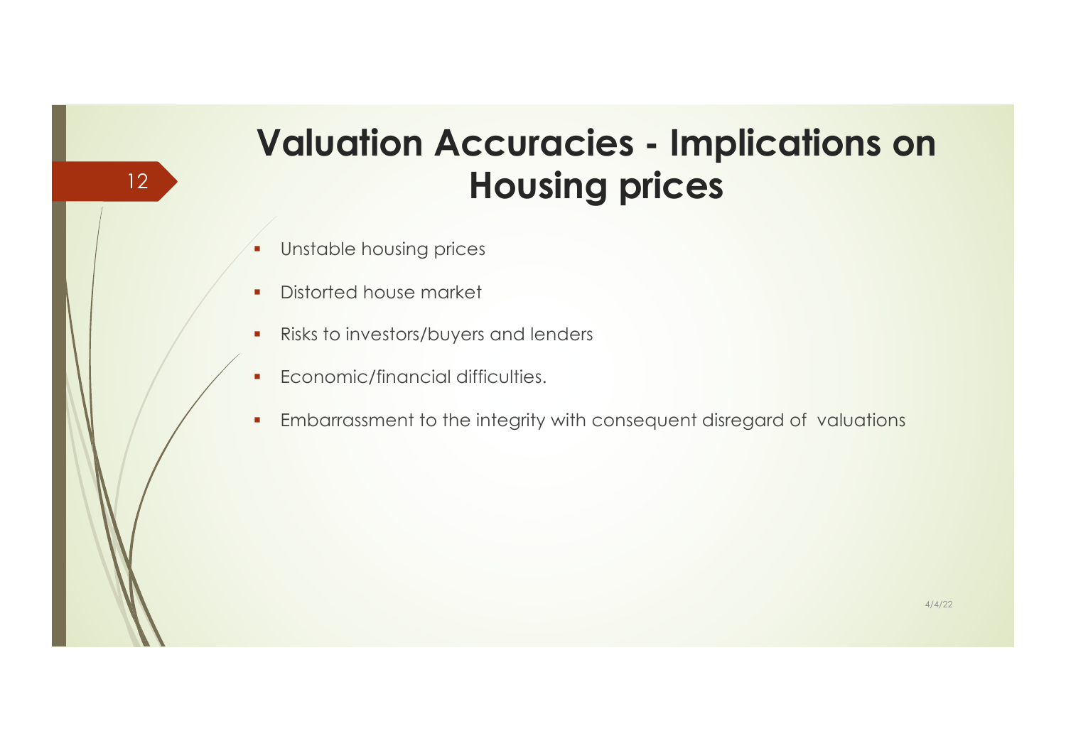# Valuation Accuracies - Implications on Housing prices

- Unstable housing prices
- Distorted house market
- Risks to investors/buyers and lenders
- Economic/financial difficulties.
- Embarrassment to the integrity with consequent disregard of valuations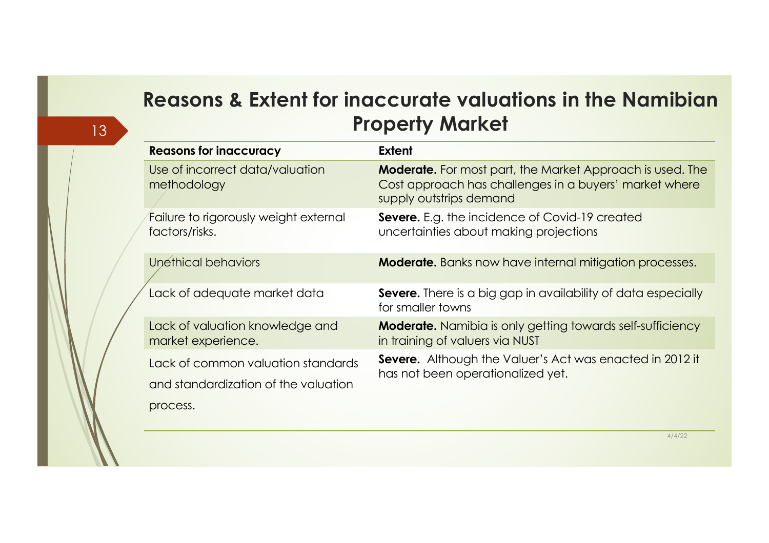# Reasons & Extent for inaccurate valuations in the Namibian Property Market

| Reasons for inaccuracy | Extent |
| --- | --- |
| Use of incorrect data/valuation methodology | **Moderate.** For most part, the Market Approach is used. The Cost approach has challenges in a buyers' market where supply outstrips demand |
| Failure to rigorously weight external factors/risks. | **Severe.** E.g. the incidence of Covid-19 created uncertainties about making projections |
| Unethical behaviors | **Moderate.** Banks now have internal mitigation processes. |
| Lack of adequate market data | **Severe.** There is a big gap in availability of data especially for smaller towns |
| Lack of valuation knowledge and market experience. | **Moderate.** Namibia is only getting towards self-sufficiency in training of valuers via NUST |
| Lack of common valuation standards and standardization of the valuation process. | **Severe.** Although the Valuer's Act was enacted in 2012 it has not been operationalized yet. |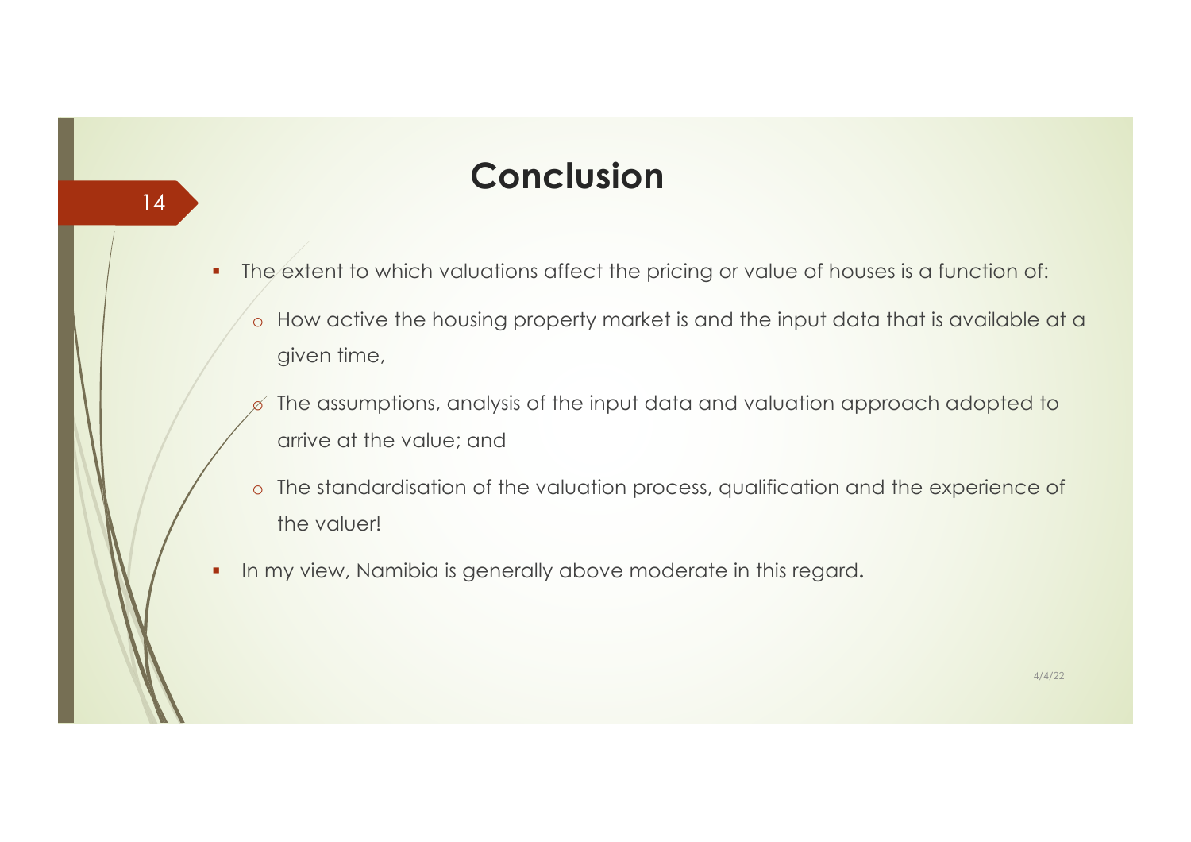# Conclusion

- The extent to which valuations affect the pricing or value of houses is a function of:
  - How active the housing property market is and the input data that is available at a given time,
  - The assumptions, analysis of the input data and valuation approach adopted to arrive at the value; and
  - The standardisation of the valuation process, qualification and the experience of the valuer!
- In my view, Namibia is generally above moderate in this regard.